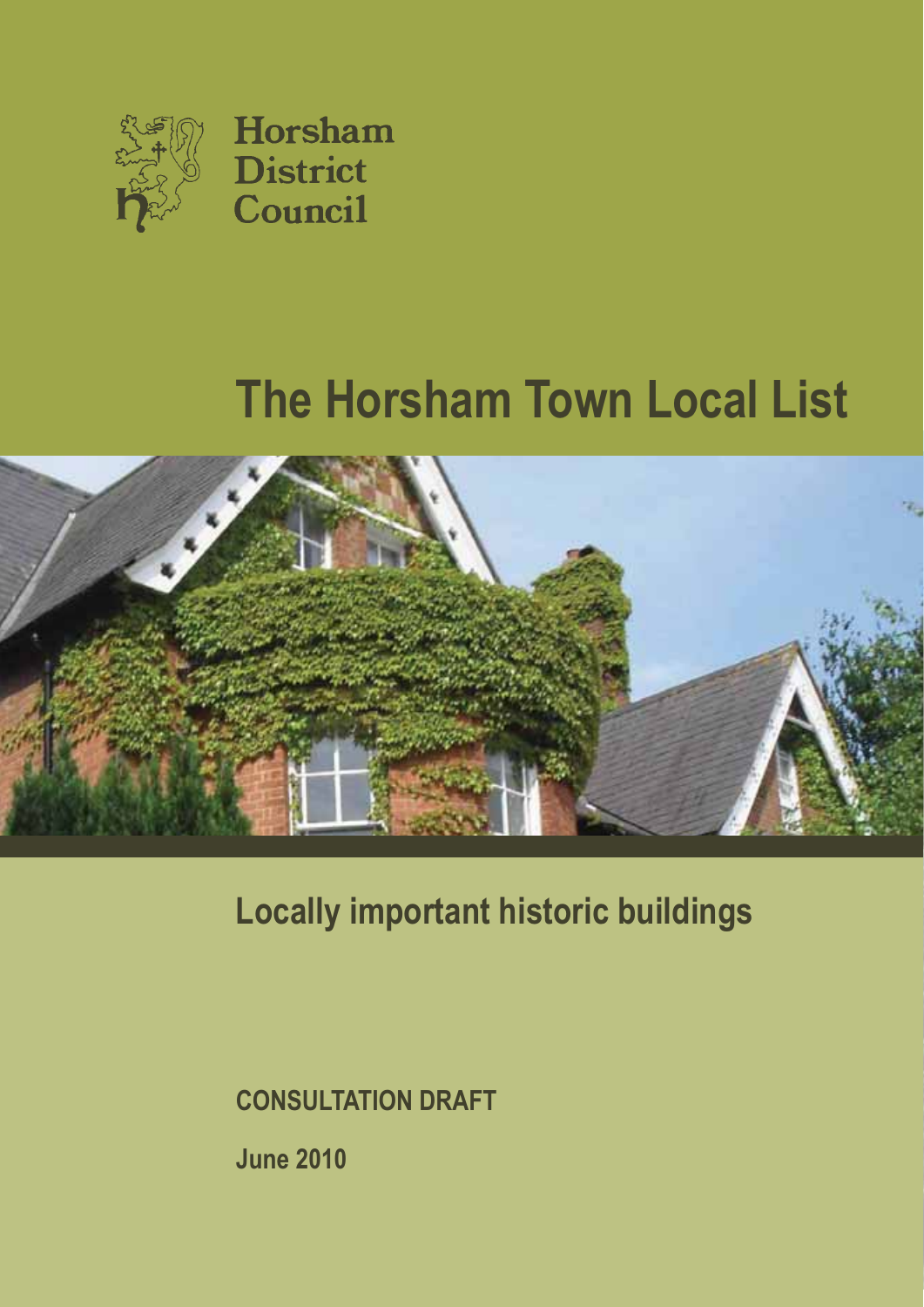Horsham District Council

# The Horsham Town Local List

## Locally important historic buildings

**CONSULTATION DRAFT**

**June 2010**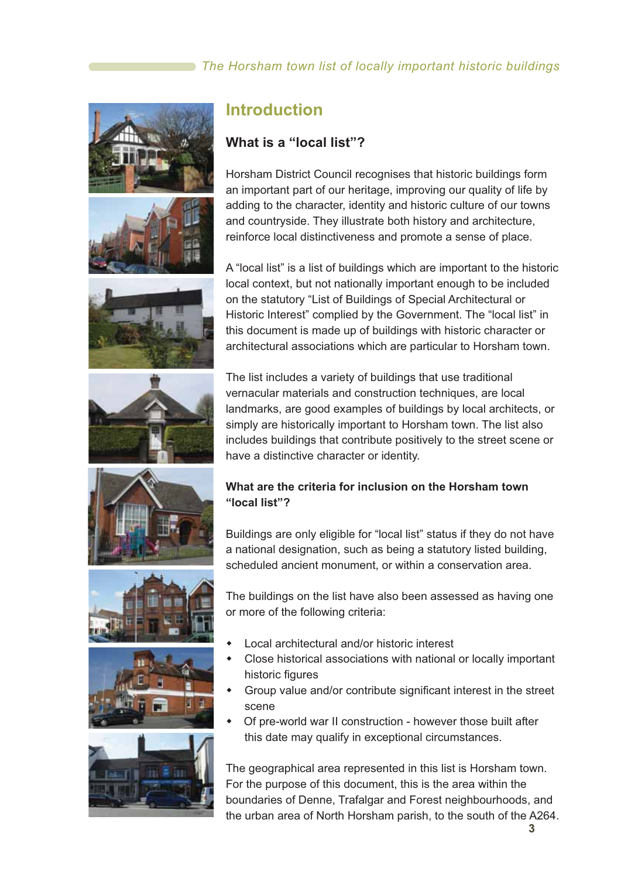## Introduction

### What is a "local list"?

Horsham District Council recognises that historic buildings form an important part of our heritage, improving our quality of life by adding to the character, identity and historic culture of our towns and countryside. They illustrate both history and architecture, reinforce local distinctiveness and promote a sense of place.

A "local list" is a list of buildings which are important to the historic local context, but not nationally important enough to be included on the statutory "List of Buildings of Special Architectural or Historic Interest" complied by the Government. The "local list" in this document is made up of buildings with historic character or architectural associations which are particular to Horsham town.

The list includes a variety of buildings that use traditional vernacular materials and construction techniques, are local landmarks, are good examples of buildings by local architects, or simply are historically important to Horsham town. The list also includes buildings that contribute positively to the street scene or have a distinctive character or identity.

### What are the criteria for inclusion on the Horsham town "local list"?

Buildings are only eligible for "local list" status if they do not have a national designation, such as being a statutory listed building, scheduled ancient monument, or within a conservation area.

The buildings on the list have also been assessed as having one or more of the following criteria:

- Local architectural and/or historic interest
- Close historical associations with national or locally important historic figures
- Group value and/or contribute significant interest in the street scene
- Of pre-world war II construction - however those built after this date may qualify in exceptional circumstances.

The geographical area represented in this list is Horsham town. For the purpose of this document, this is the area within the boundaries of Denne, Trafalgar and Forest neighbourhoods, and the urban area of North Horsham parish, to the south of the A264.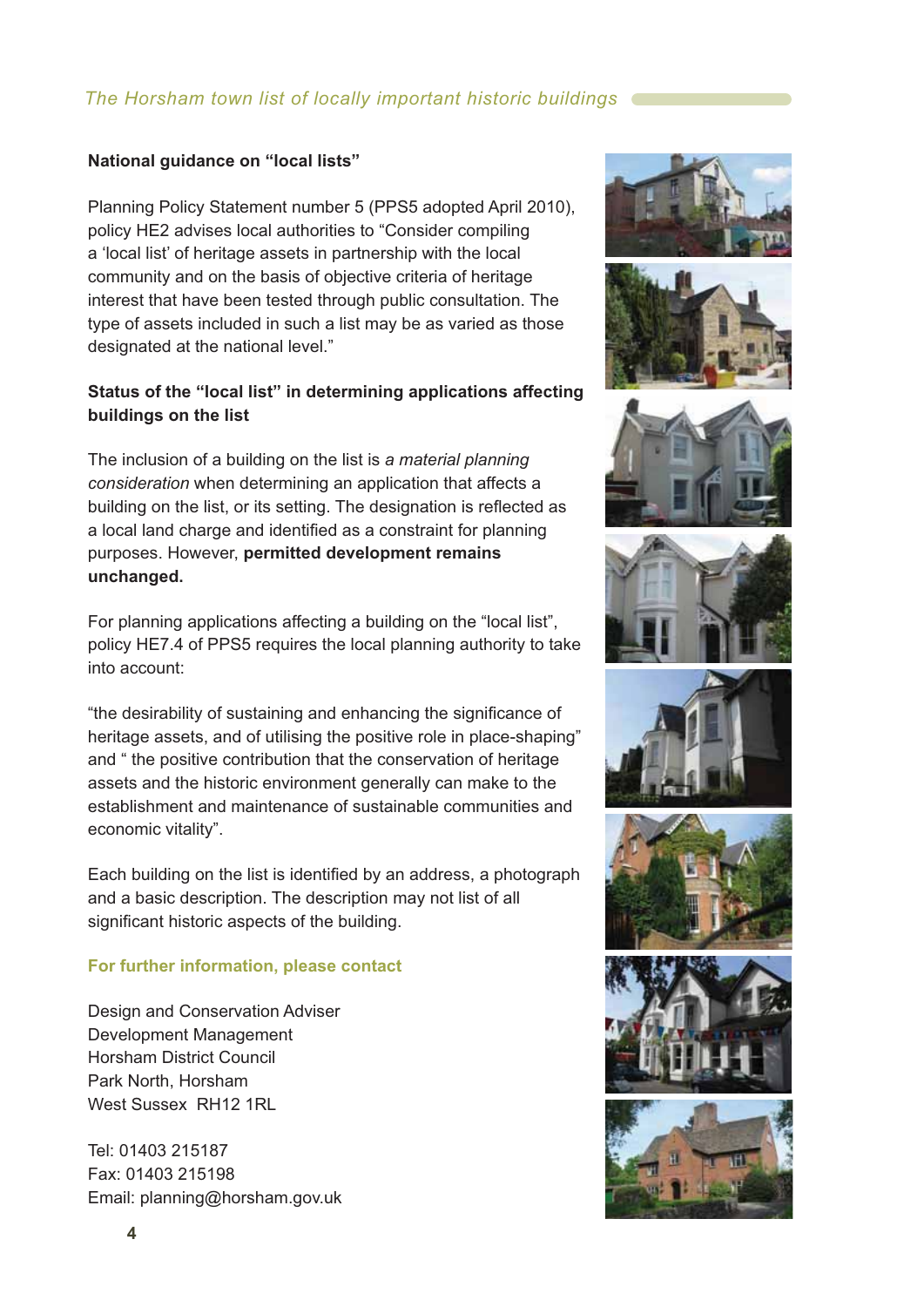## National guidance on "local lists"

Planning Policy Statement number 5 (PPS5 adopted April 2010), policy HE2 advises local authorities to "Consider compiling a 'local list' of heritage assets in partnership with the local community and on the basis of objective criteria of heritage interest that have been tested through public consultation. The type of assets included in such a list may be as varied as those designated at the national level."

## Status of the "local list" in determining applications affecting buildings on the list

The inclusion of a building on the list is *a material planning consideration* when determining an application that affects a building on the list, or its setting. The designation is reflected as a local land charge and identified as a constraint for planning purposes. However, **permitted development remains unchanged.**

For planning applications affecting a building on the "local list", policy HE7.4 of PPS5 requires the local planning authority to take into account:

"the desirability of sustaining and enhancing the significance of heritage assets, and of utilising the positive role in place-shaping" and " the positive contribution that the conservation of heritage assets and the historic environment generally can make to the establishment and maintenance of sustainable communities and economic vitality".

Each building on the list is identified by an address, a photograph and a basic description. The description may not list of all significant historic aspects of the building.

### For further information, please contact

Design and Conservation Adviser
Development Management
Horsham District Council
Park North, Horsham
West Sussex RH12 1RL

Tel: 01403 215187
Fax: 01403 215198
Email: planning@horsham.gov.uk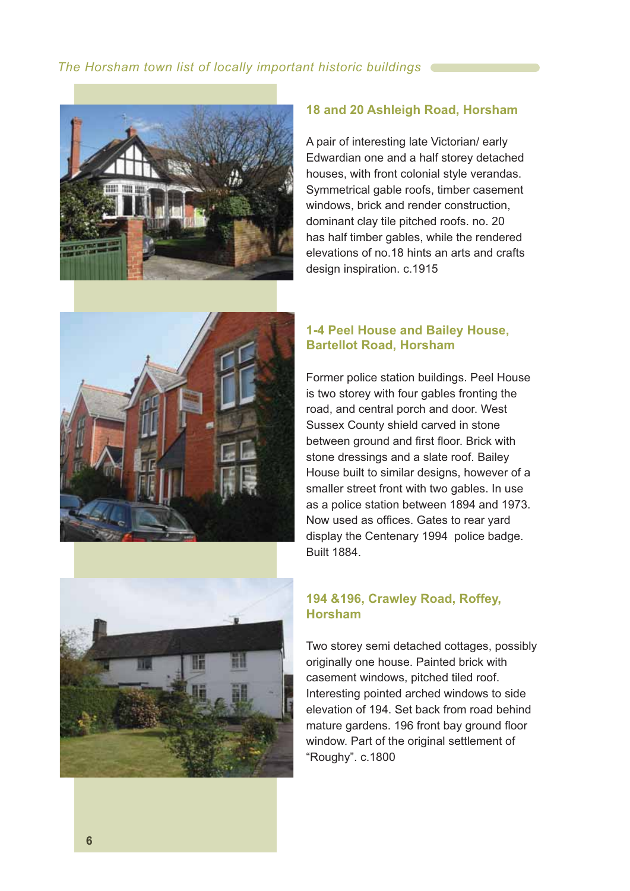## 18 and 20 Ashleigh Road, Horsham

A pair of interesting late Victorian/ early Edwardian one and a half storey detached houses, with front colonial style verandas. Symmetrical gable roofs, timber casement windows, brick and render construction, dominant clay tile pitched roofs. no. 20 has half timber gables, while the rendered elevations of no.18 hints an arts and crafts design inspiration. c.1915

## 1-4 Peel House and Bailey House, Bartellot Road, Horsham

Former police station buildings. Peel House is two storey with four gables fronting the road, and central porch and door. West Sussex County shield carved in stone between ground and first floor. Brick with stone dressings and a slate roof. Bailey House built to similar designs, however of a smaller street front with two gables. In use as a police station between 1894 and 1973. Now used as offices. Gates to rear yard display the Centenary 1994 police badge. Built 1884.

## 194 &196, Crawley Road, Roffey, Horsham

Two storey semi detached cottages, possibly originally one house. Painted brick with casement windows, pitched tiled roof. Interesting pointed arched windows to side elevation of 194. Set back from road behind mature gardens. 196 front bay ground floor window. Part of the original settlement of "Roughy". c.1800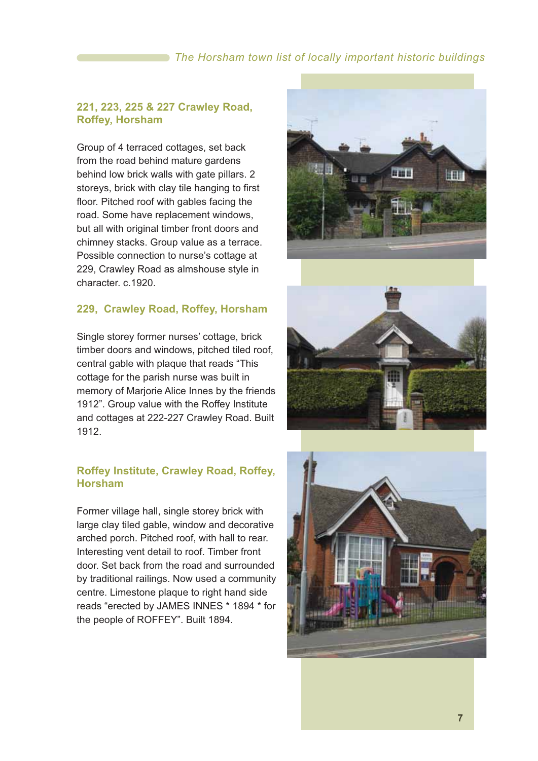## 221, 223, 225 & 227 Crawley Road, Roffey, Horsham

Group of 4 terraced cottages, set back from the road behind mature gardens behind low brick walls with gate pillars. 2 storeys, brick with clay tile hanging to first floor. Pitched roof with gables facing the road. Some have replacement windows, but all with original timber front doors and chimney stacks. Group value as a terrace. Possible connection to nurse's cottage at 229, Crawley Road as almshouse style in character. c.1920.

## 229, Crawley Road, Roffey, Horsham

Single storey former nurses' cottage, brick timber doors and windows, pitched tiled roof, central gable with plaque that reads "This cottage for the parish nurse was built in memory of Marjorie Alice Innes by the friends 1912". Group value with the Roffey Institute and cottages at 222-227 Crawley Road. Built 1912.

## Roffey Institute, Crawley Road, Roffey, Horsham

Former village hall, single storey brick with large clay tiled gable, window and decorative arched porch. Pitched roof, with hall to rear. Interesting vent detail to roof. Timber front door. Set back from the road and surrounded by traditional railings. Now used a community centre. Limestone plaque to right hand side reads "erected by JAMES INNES * 1894 * for the people of ROFFEY". Built 1894.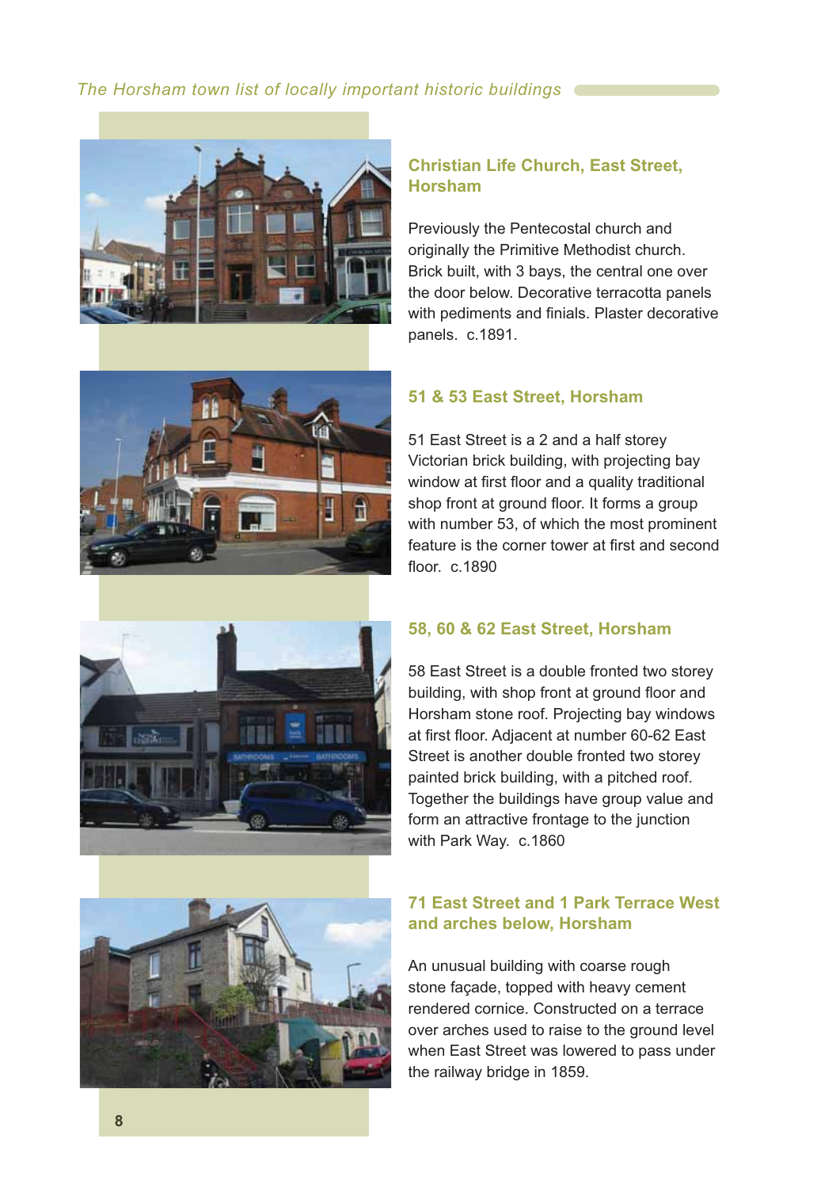## Christian Life Church, East Street, Horsham

Previously the Pentecostal church and originally the Primitive Methodist church. Brick built, with 3 bays, the central one over the door below. Decorative terracotta panels with pediments and finials. Plaster decorative panels. c.1891.

## 51 & 53 East Street, Horsham

51 East Street is a 2 and a half storey Victorian brick building, with projecting bay window at first floor and a quality traditional shop front at ground floor. It forms a group with number 53, of which the most prominent feature is the corner tower at first and second floor. c.1890

## 58, 60 & 62 East Street, Horsham

58 East Street is a double fronted two storey building, with shop front at ground floor and Horsham stone roof. Projecting bay windows at first floor. Adjacent at number 60-62 East Street is another double fronted two storey painted brick building, with a pitched roof. Together the buildings have group value and form an attractive frontage to the junction with Park Way. c.1860

## 71 East Street and 1 Park Terrace West and arches below, Horsham

An unusual building with coarse rough stone façade, topped with heavy cement rendered cornice. Constructed on a terrace over arches used to raise to the ground level when East Street was lowered to pass under the railway bridge in 1859.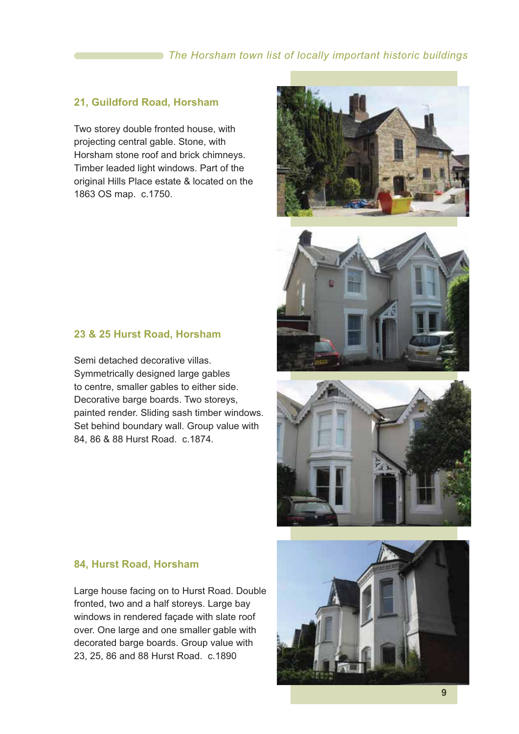### 21, Guildford Road, Horsham

Two storey double fronted house, with projecting central gable. Stone, with Horsham stone roof and brick chimneys. Timber leaded light windows. Part of the original Hills Place estate & located on the 1863 OS map. c.1750.

### 23 & 25 Hurst Road, Horsham

Semi detached decorative villas. Symmetrically designed large gables to centre, smaller gables to either side. Decorative barge boards. Two storeys, painted render. Sliding sash timber windows. Set behind boundary wall. Group value with 84, 86 & 88 Hurst Road. c.1874.

### 84, Hurst Road, Horsham

Large house facing on to Hurst Road. Double fronted, two and a half storeys. Large bay windows in rendered façade with slate roof over. One large and one smaller gable with decorated barge boards. Group value with 23, 25, 86 and 88 Hurst Road. c.1890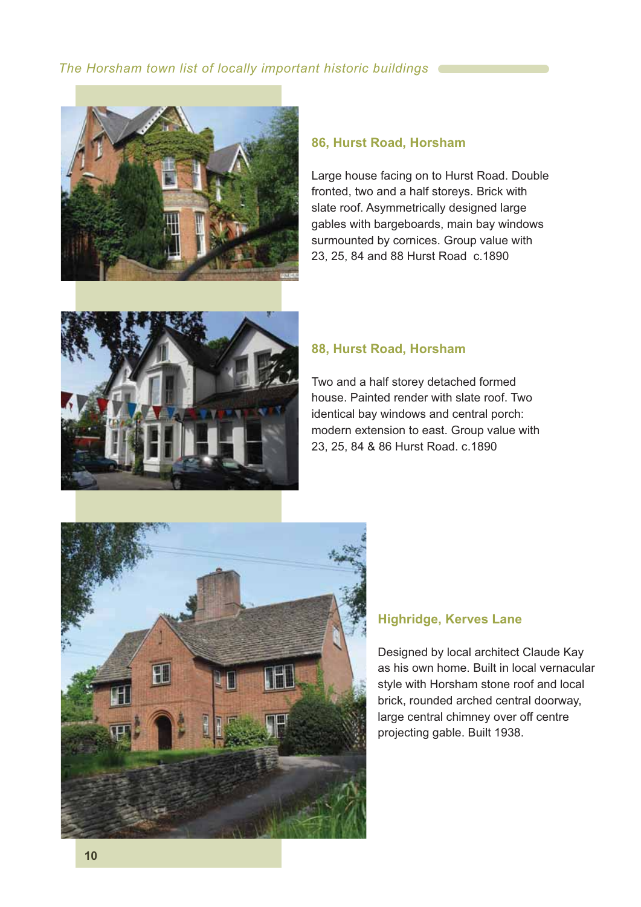## 86, Hurst Road, Horsham

Large house facing on to Hurst Road. Double fronted, two and a half storeys. Brick with slate roof. Asymmetrically designed large gables with bargeboards, main bay windows surmounted by cornices. Group value with 23, 25, 84 and 88 Hurst Road c.1890

## 88, Hurst Road, Horsham

Two and a half storey detached formed house. Painted render with slate roof. Two identical bay windows and central porch: modern extension to east. Group value with 23, 25, 84 & 86 Hurst Road. c.1890

## Highridge, Kerves Lane

Designed by local architect Claude Kay as his own home. Built in local vernacular style with Horsham stone roof and local brick, rounded arched central doorway, large central chimney over off centre projecting gable. Built 1938.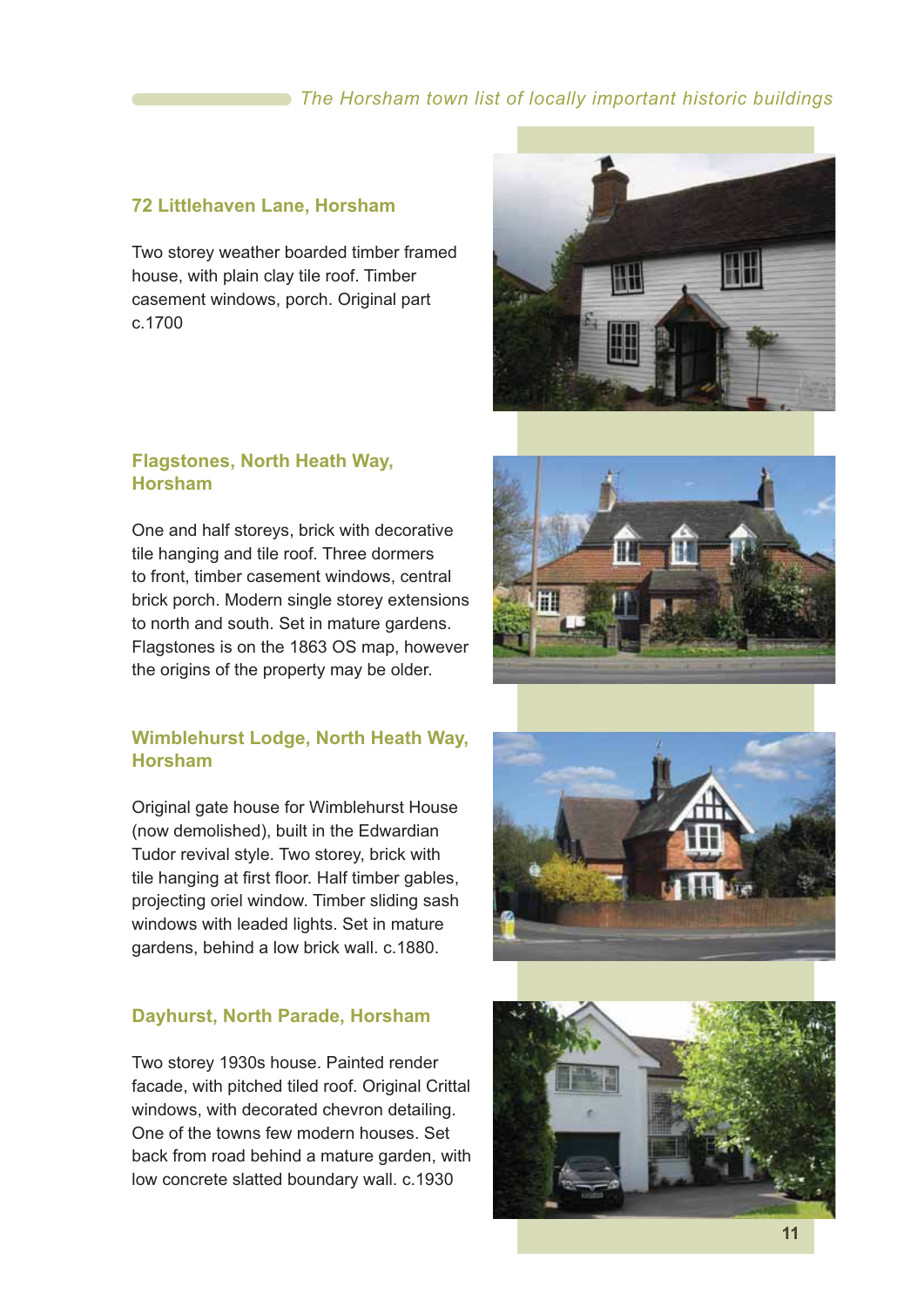## 72 Littlehaven Lane, Horsham

Two storey weather boarded timber framed house, with plain clay tile roof. Timber casement windows, porch. Original part c.1700

## Flagstones, North Heath Way, Horsham

One and half storeys, brick with decorative tile hanging and tile roof. Three dormers to front, timber casement windows, central brick porch. Modern single storey extensions to north and south. Set in mature gardens. Flagstones is on the 1863 OS map, however the origins of the property may be older.

## Wimblehurst Lodge, North Heath Way, Horsham

Original gate house for Wimblehurst House (now demolished), built in the Edwardian Tudor revival style. Two storey, brick with tile hanging at first floor. Half timber gables, projecting oriel window. Timber sliding sash windows with leaded lights. Set in mature gardens, behind a low brick wall. c.1880.

## Dayhurst, North Parade, Horsham

Two storey 1930s house. Painted render facade, with pitched tiled roof. Original Crittal windows, with decorated chevron detailing. One of the towns few modern houses. Set back from road behind a mature garden, with low concrete slatted boundary wall. c.1930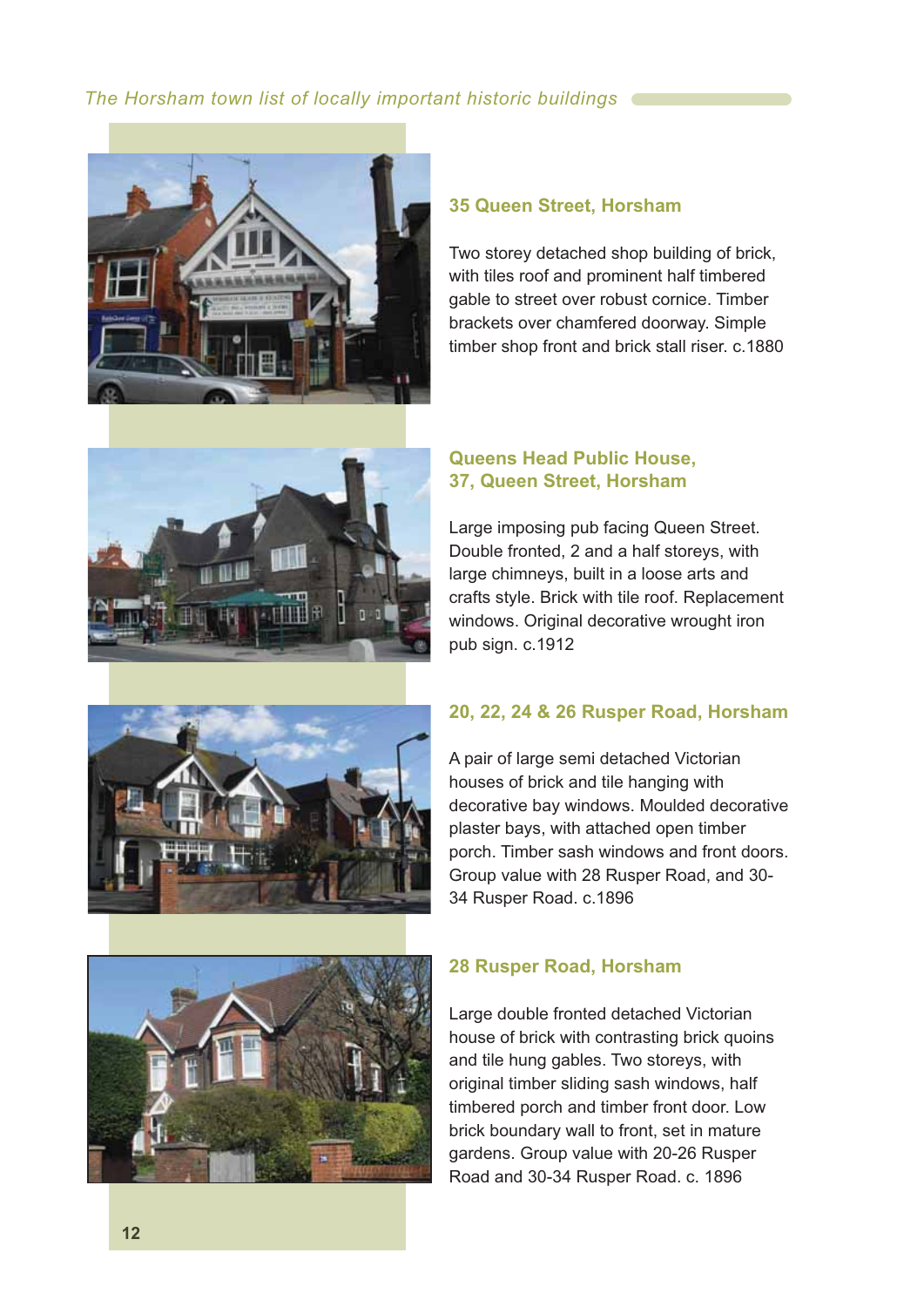### 35 Queen Street, Horsham

Two storey detached shop building of brick, with tiles roof and prominent half timbered gable to street over robust cornice. Timber brackets over chamfered doorway. Simple timber shop front and brick stall riser. c.1880

### Queens Head Public House, 37, Queen Street, Horsham

Large imposing pub facing Queen Street. Double fronted, 2 and a half storeys, with large chimneys, built in a loose arts and crafts style. Brick with tile roof. Replacement windows. Original decorative wrought iron pub sign. c.1912

### 20, 22, 24 & 26 Rusper Road, Horsham

A pair of large semi detached Victorian houses of brick and tile hanging with decorative bay windows. Moulded decorative plaster bays, with attached open timber porch. Timber sash windows and front doors. Group value with 28 Rusper Road, and 30-34 Rusper Road. c.1896

### 28 Rusper Road, Horsham

Large double fronted detached Victorian house of brick with contrasting brick quoins and tile hung gables. Two storeys, with original timber sliding sash windows, half timbered porch and timber front door. Low brick boundary wall to front, set in mature gardens. Group value with 20-26 Rusper Road and 30-34 Rusper Road. c. 1896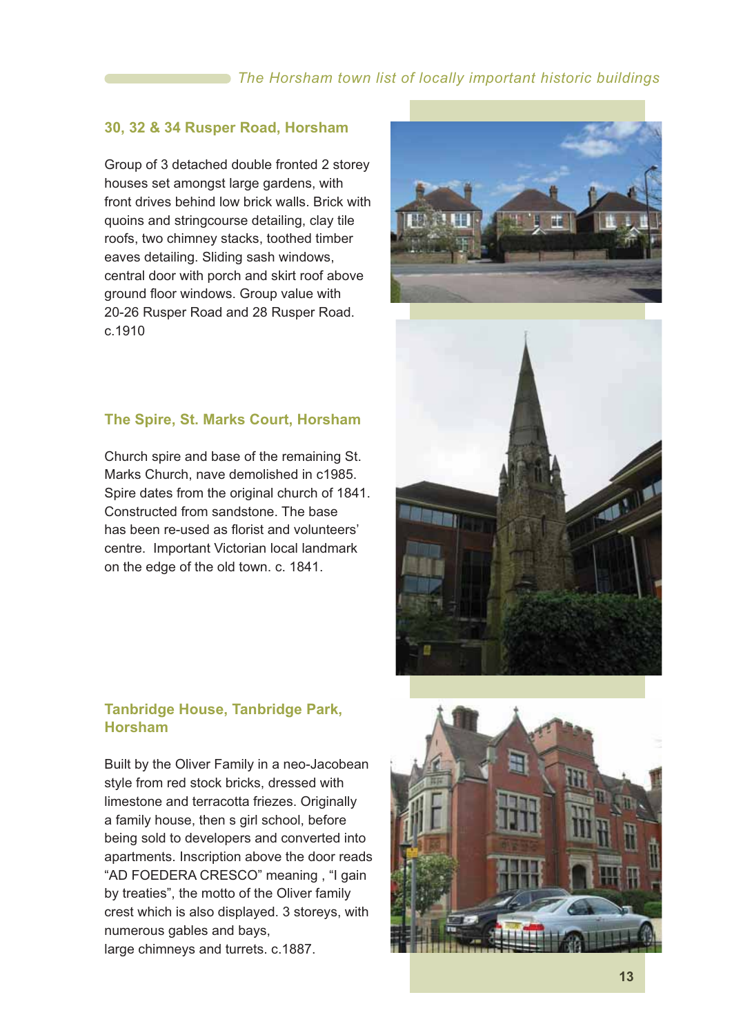## 30, 32 & 34 Rusper Road, Horsham

Group of 3 detached double fronted 2 storey houses set amongst large gardens, with front drives behind low brick walls. Brick with quoins and stringcourse detailing, clay tile roofs, two chimney stacks, toothed timber eaves detailing. Sliding sash windows, central door with porch and skirt roof above ground floor windows. Group value with 20-26 Rusper Road and 28 Rusper Road. c.1910

## The Spire, St. Marks Court, Horsham

Church spire and base of the remaining St. Marks Church, nave demolished in c1985. Spire dates from the original church of 1841. Constructed from sandstone. The base has been re-used as florist and volunteers' centre. Important Victorian local landmark on the edge of the old town. c. 1841.

## Tanbridge House, Tanbridge Park, Horsham

Built by the Oliver Family in a neo-Jacobean style from red stock bricks, dressed with limestone and terracotta friezes. Originally a family house, then s girl school, before being sold to developers and converted into apartments. Inscription above the door reads "AD FOEDERA CRESCO" meaning , "I gain by treaties", the motto of the Oliver family crest which is also displayed. 3 storeys, with numerous gables and bays, large chimneys and turrets. c.1887.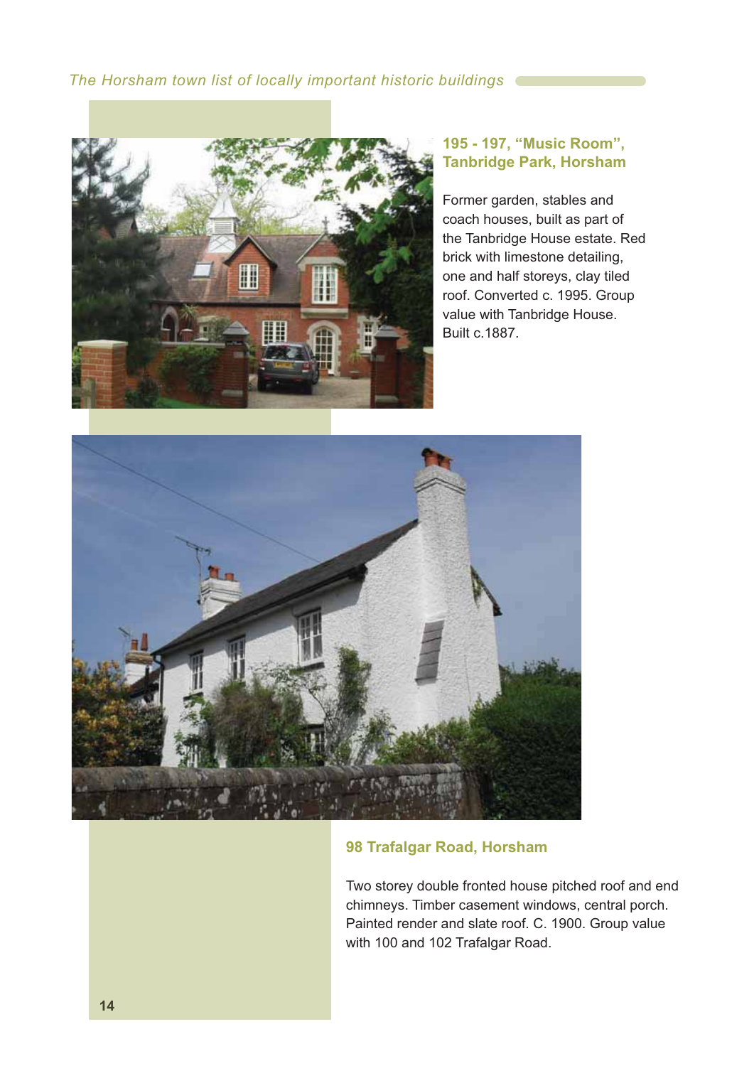## 195 - 197, "Music Room", Tanbridge Park, Horsham

Former garden, stables and coach houses, built as part of the Tanbridge House estate. Red brick with limestone detailing, one and half storeys, clay tiled roof. Converted c. 1995. Group value with Tanbridge House. Built c.1887.

## 98 Trafalgar Road, Horsham

Two storey double fronted house pitched roof and end chimneys. Timber casement windows, central porch. Painted render and slate roof. C. 1900. Group value with 100 and 102 Trafalgar Road.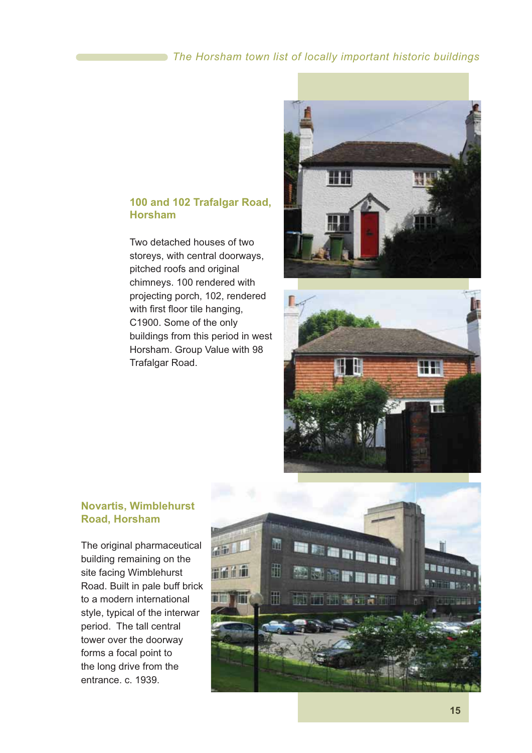## 100 and 102 Trafalgar Road, Horsham

Two detached houses of two storeys, with central doorways, pitched roofs and original chimneys. 100 rendered with projecting porch, 102, rendered with first floor tile hanging, C1900. Some of the only buildings from this period in west Horsham. Group Value with 98 Trafalgar Road.

## Novartis, Wimblehurst Road, Horsham

The original pharmaceutical building remaining on the site facing Wimblehurst Road. Built in pale buff brick to a modern international style, typical of the interwar period. The tall central tower over the doorway forms a focal point to the long drive from the entrance. c. 1939.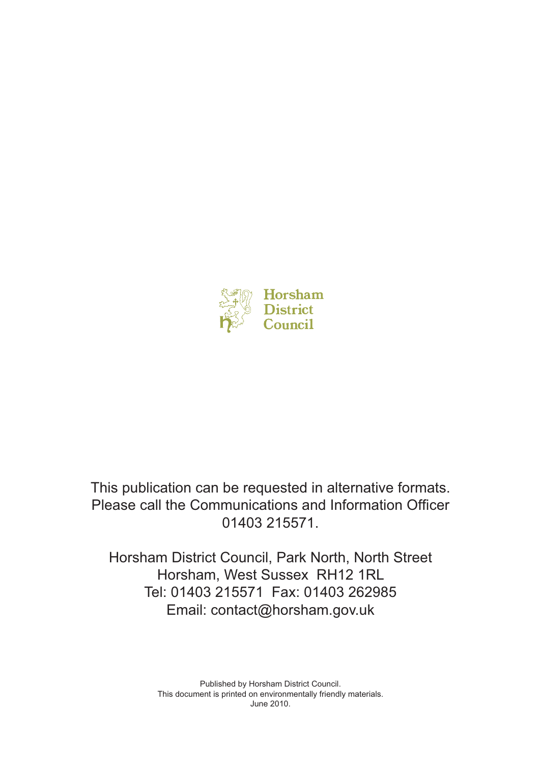Horsham District Council

This publication can be requested in alternative formats.
Please call the Communications and Information Officer
01403 215571.

Horsham District Council, Park North, North Street
Horsham, West Sussex RH12 1RL
Tel: 01403 215571 Fax: 01403 262985
Email: contact@horsham.gov.uk

Published by Horsham District Council.
This document is printed on environmentally friendly materials.
June 2010.